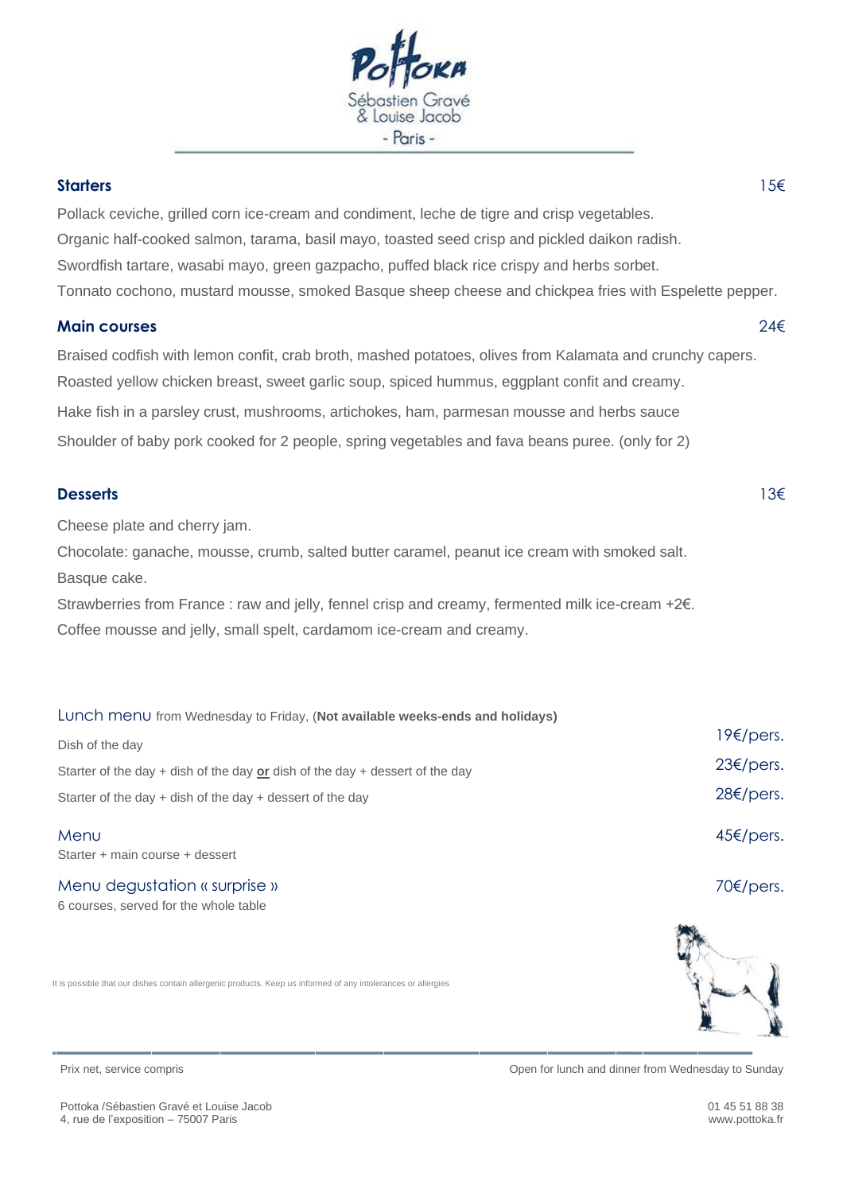# Pottoka

Sébastien Gravé & Louise Jacob

- Paris -

## Starters 15€

Pollack ceviche, grilled corn ice-cream and condiment, leche de tigre and crisp vegetables.

Organic half-cooked salmon, tarama, basil mayo, toasted seed crisp and pickled daikon radish.

Swordfish tartare, wasabi mayo, green gazpacho, puffed black rice crispy and herbs sorbet.

Tonnato cochono, mustard mousse, smoked Basque sheep cheese and chickpea fries with Espelette pepper.

## Main courses 24€

Braised codfish with lemon confit, crab broth, mashed potatoes, olives from Kalamata and crunchy capers.

Roasted yellow chicken breast, sweet garlic soup, spiced hummus, eggplant confit and creamy.

Hake fish in a parsley crust, mushrooms, artichokes, ham, parmesan mousse and herbs sauce

Shoulder of baby pork cooked for 2 people, spring vegetables and fava beans puree. (only for 2)

## Desserts 13€

Cheese plate and cherry jam.

Chocolate: ganache, mousse, crumb, salted butter caramel, peanut ice cream with smoked salt.

Basque cake.

Strawberries from France : raw and jelly, fennel crisp and creamy, fermented milk ice-cream +2€.

Coffee mousse and jelly, small spelt, cardamom ice-cream and creamy.

## Lunch menu from Wednesday to Friday, (**Not available weeks-ends and holidays**)

Dish of the day — 19€/pers.

Starter of the day + dish of the day **or** dish of the day + dessert of the day — 23€/pers.

Starter of the day + dish of the day + dessert of the day — 28€/pers.

## Menu — 45€/pers.

Starter + main course + dessert

## Menu degustation « surprise » — 70€/pers.

6 courses, served for the whole table

It is possible that our dishes contain allergenic products. Keep us informed of any intolerances or allergies

Prix net, service compris

Open for lunch and dinner from Wednesday to Sunday

Pottoka /Sébastien Gravé et Louise Jacob
4, rue de l'exposition – 75007 Paris

01 45 51 88 38
www.pottoka.fr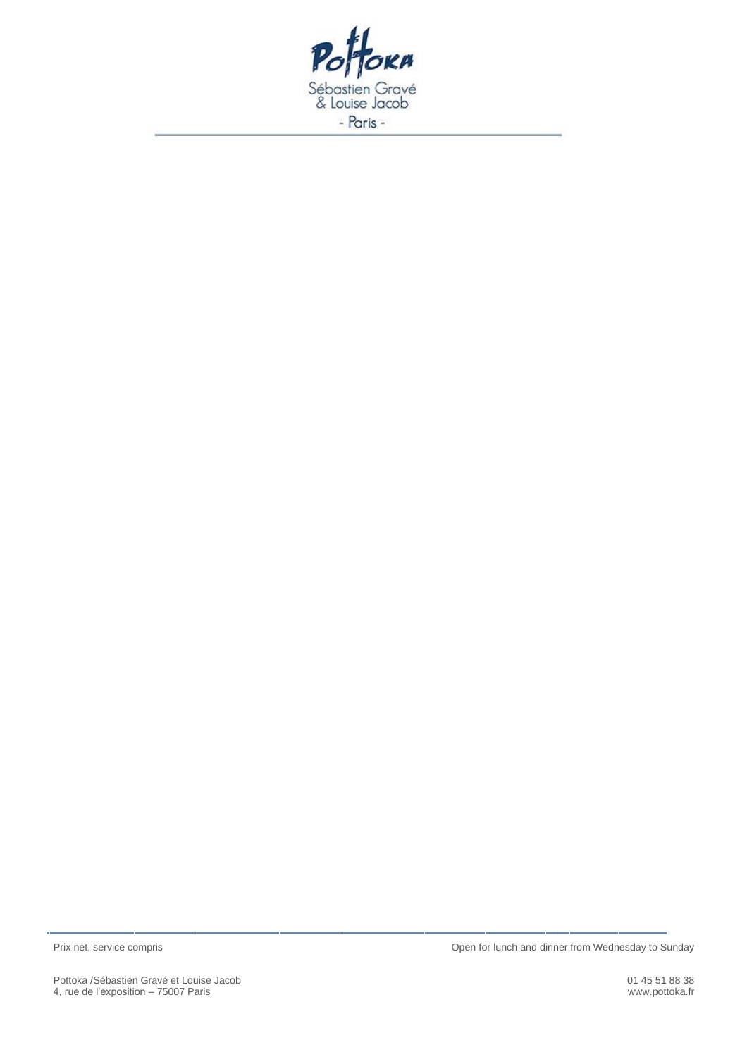Pottoka

Sébastien Gravé
& Louise Jacob
- Paris -

Prix net, service compris

Open for lunch and dinner from Wednesday to Sunday

Pottoka /Sébastien Gravé et Louise Jacob
4, rue de l'exposition – 75007 Paris

01 45 51 88 38
www.pottoka.fr